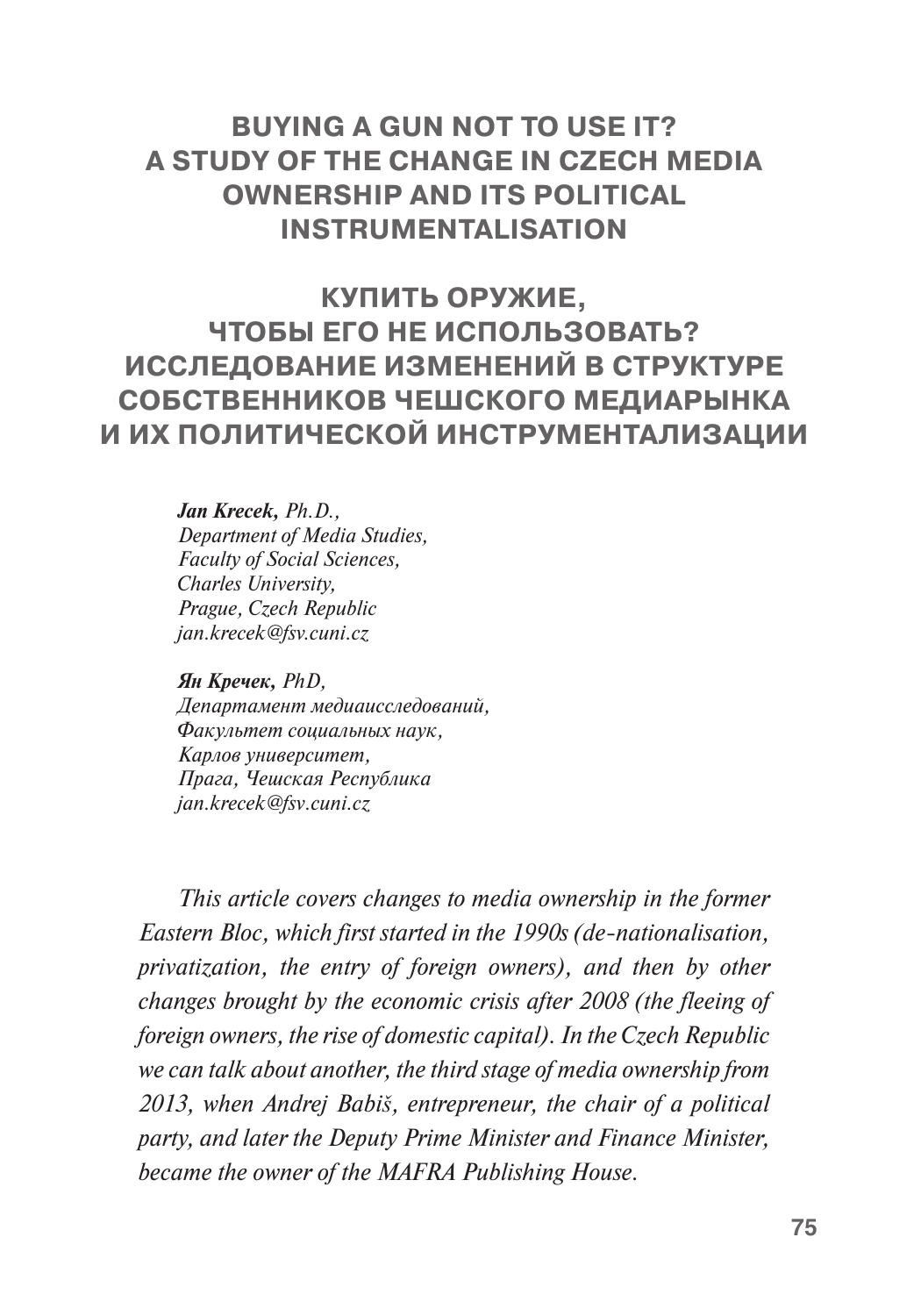# BUYING A GUN NOT TO USE IT? A STUDY OF THE CHANGE IN CZECH MEDIA OWNERSHIP AND ITS POLITICAL INSTRUMENTALISATION

# КУПИТЬ ОРУЖИЕ, ЧТОБЫ ЕГО НЕ ИСПОЛЬЗОВАТЬ? ИССЛЕДОВАНИЕ ИЗМЕНЕНИЙ В СТРУКТУРЕ СОБСТВЕННИКОВ ЧЕШСКОГО МЕДИАРЫНКА И ИХ ПОЛИТИЧЕСКОЙ ИНСТРУМЕНТАЛИЗАЦИИ

***Jan Krecek,*** *Ph.D.,*
*Department of Media Studies,*
*Faculty of Social Sciences,*
*Charles University,*
*Prague, Czech Republic*
*jan.krecek@fsv.cuni.cz*

***Ян Кречек,*** *PhD,*
*Департамент медиаисследований,*
*Факультет социальных наук,*
*Карлов университет,*
*Прага, Чешская Республика*
*jan.krecek@fsv.cuni.cz*

*This article covers changes to media ownership in the former Eastern Bloc, which first started in the 1990s (de-nationalisation, privatization, the entry of foreign owners), and then by other changes brought by the economic crisis after 2008 (the fleeing of foreign owners, the rise of domestic capital). In the Czech Republic we can talk about another, the third stage of media ownership from 2013, when Andrej Babiš, entrepreneur, the chair of a political party, and later the Deputy Prime Minister and Finance Minister, became the owner of the MAFRA Publishing House.*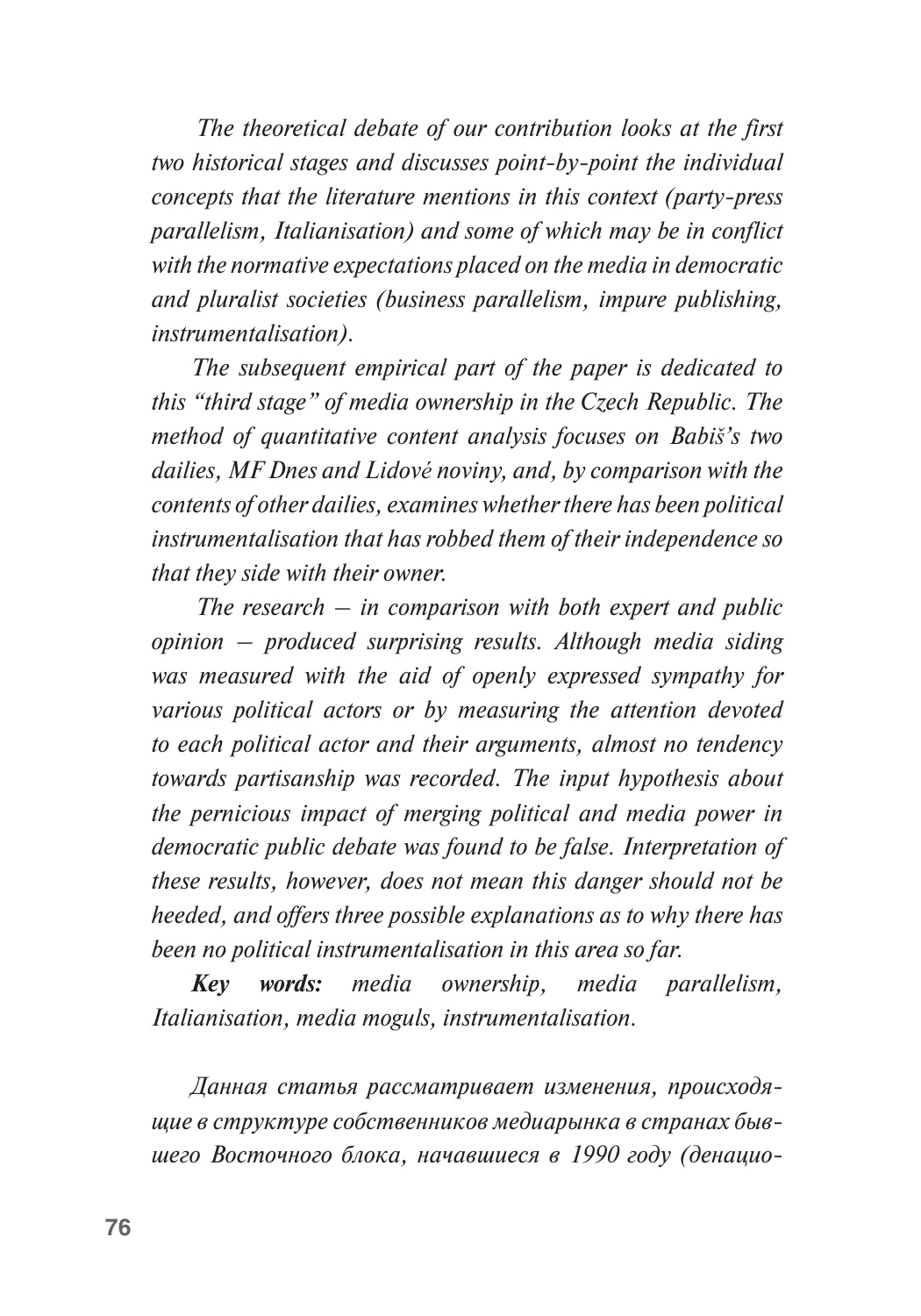*The theoretical debate of our contribution looks at the first two historical stages and discusses point-by-point the individual concepts that the literature mentions in this context (party-press parallelism, Italianisation) and some of which may be in conflict with the normative expectations placed on the media in democratic and pluralist societies (business parallelism, impure publishing, instrumentalisation).*

*The subsequent empirical part of the paper is dedicated to this "third stage" of media ownership in the Czech Republic. The method of quantitative content analysis focuses on Babiš's two dailies, MF Dnes and Lidové noviny, and, by comparison with the contents of other dailies, examines whether there has been political instrumentalisation that has robbed them of their independence so that they side with their owner.*

*The research – in comparison with both expert and public opinion – produced surprising results. Although media siding was measured with the aid of openly expressed sympathy for various political actors or by measuring the attention devoted to each political actor and their arguments, almost no tendency towards partisanship was recorded. The input hypothesis about the pernicious impact of merging political and media power in democratic public debate was found to be false. Interpretation of these results, however, does not mean this danger should not be heeded, and offers three possible explanations as to why there has been no political instrumentalisation in this area so far.*

***Key words:*** *media ownership, media parallelism, Italianisation, media moguls, instrumentalisation.*

*Данная статья рассматривает изменения, происходящие в структуре собственников медиарынка в странах бывшего Восточного блока, начавшиеся в 1990 году (денацио-*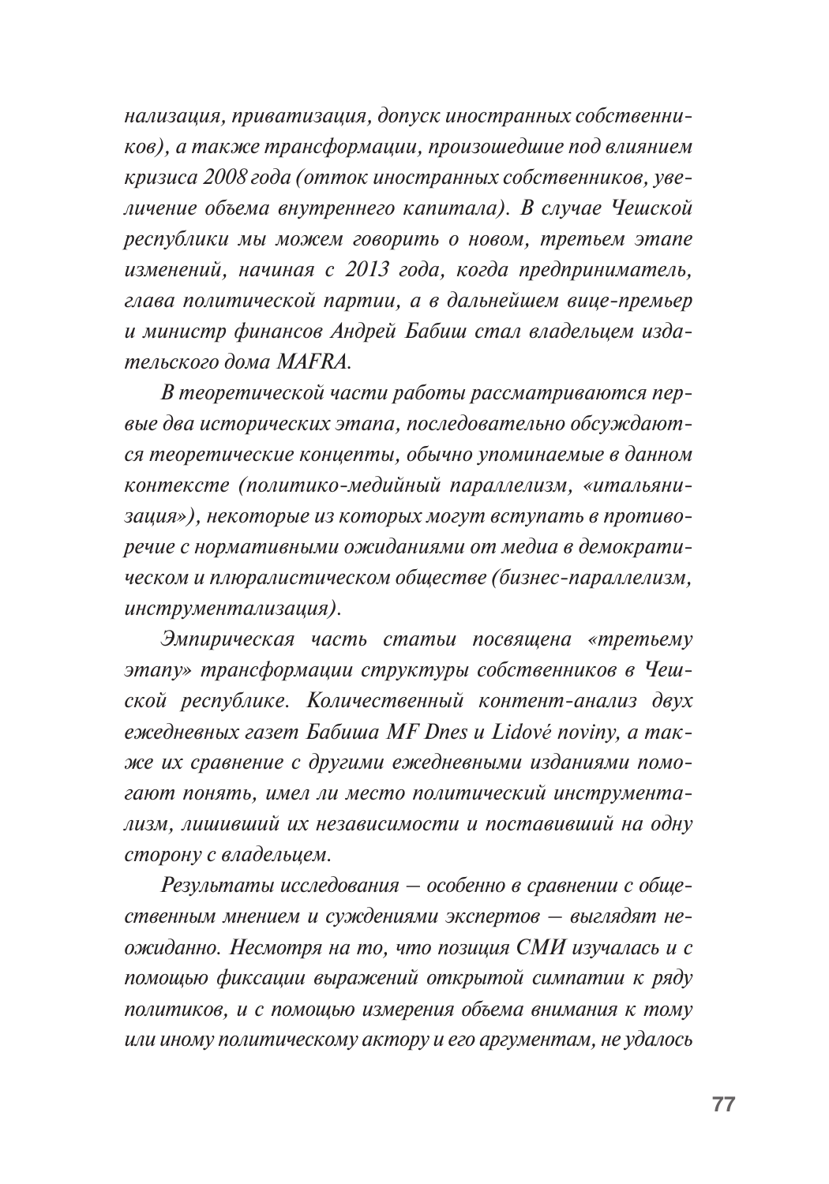*нализация, приватизация, допуск иностранных собственников), а также трансформации, произошедшие под влиянием кризиса 2008 года (отток иностранных собственников, увеличение объема внутреннего капитала). В случае Чешской республики мы можем говорить о новом, третьем этапе изменений, начиная с 2013 года, когда предприниматель, глава политической партии, а в дальнейшем вице-премьер и министр финансов Андрей Бабиш стал владельцем издательского дома MAFRA.*

*В теоретической части работы рассматриваются первые два исторических этапа, последовательно обсуждаются теоретические концепты, обычно упоминаемые в данном контексте (политико-медийный параллелизм, «итальянизация»), некоторые из которых могут вступать в противоречие с нормативными ожиданиями от медиа в демократическом и плюралистическом обществе (бизнес-параллелизм, инструментализация).*

*Эмпирическая часть статьи посвящена «третьему этапу» трансформации структуры собственников в Чешской республике. Количественный контент-анализ двух ежедневных газет Бабиша MF Dnes и Lidové noviny, а также их сравнение с другими ежедневными изданиями помогают понять, имел ли место политический инструментализм, лишивший их независимости и поставивший на одну сторону с владельцем.*

*Результаты исследования — особенно в сравнении с общественным мнением и суждениями экспертов — выглядят неожиданно. Несмотря на то, что позиция СМИ изучалась и с помощью фиксации выражений открытой симпатии к ряду политиков, и с помощью измерения объема внимания к тому или иному политическому актору и его аргументам, не удалось*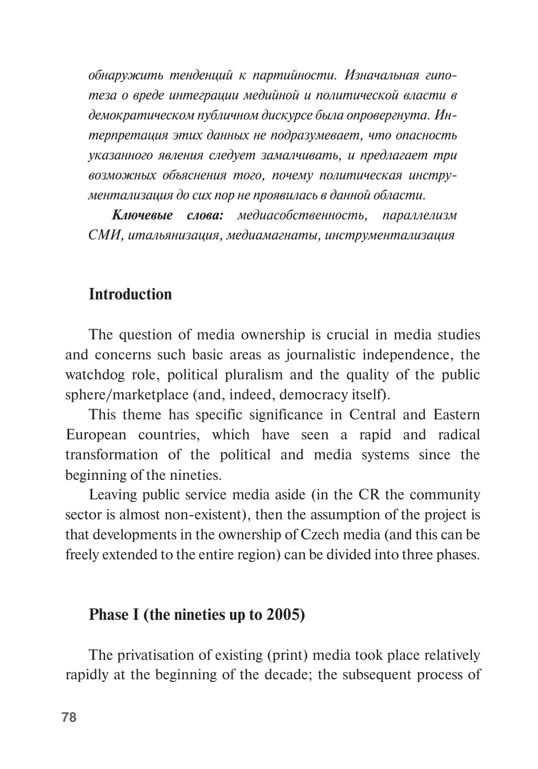*обнаружить тенденций к партийности. Изначальная гипотеза о вреде интеграции медийной и политической власти в демократическом публичном дискурсе была опровергнута. Интерпретация этих данных не подразумевает, что опасность указанного явления следует замалчивать, и предлагает три возможных объяснения того, почему политическая инструментализация до сих пор не проявилась в данной области.*

***Ключевые слова:*** *медиасобственность, параллелизм СМИ, итальянизация, медиамагнаты, инструментализация*

## Introduction

The question of media ownership is crucial in media studies and concerns such basic areas as journalistic independence, the watchdog role, political pluralism and the quality of the public sphere/marketplace (and, indeed, democracy itself).

This theme has specific significance in Central and Eastern European countries, which have seen a rapid and radical transformation of the political and media systems since the beginning of the nineties.

Leaving public service media aside (in the CR the community sector is almost non-existent), then the assumption of the project is that developments in the ownership of Czech media (and this can be freely extended to the entire region) can be divided into three phases.

## Phase I (the nineties up to 2005)

The privatisation of existing (print) media took place relatively rapidly at the beginning of the decade; the subsequent process of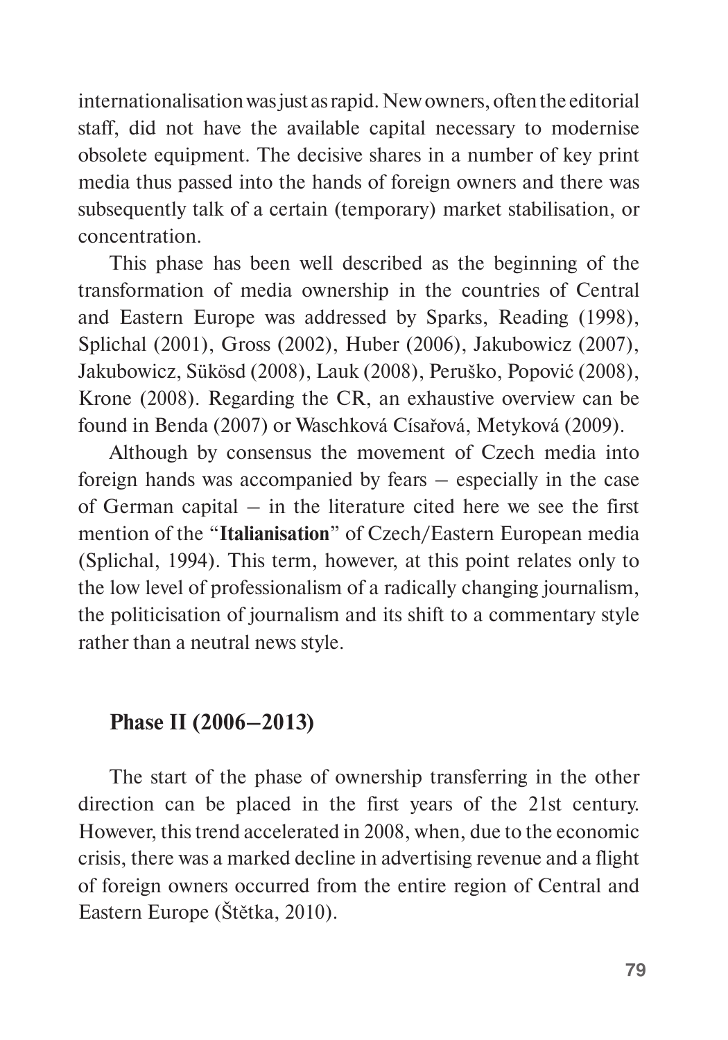internationalisation was just as rapid. New owners, often the editorial staff, did not have the available capital necessary to modernise obsolete equipment. The decisive shares in a number of key print media thus passed into the hands of foreign owners and there was subsequently talk of a certain (temporary) market stabilisation, or concentration.

This phase has been well described as the beginning of the transformation of media ownership in the countries of Central and Eastern Europe was addressed by Sparks, Reading (1998), Splichal (2001), Gross (2002), Huber (2006), Jakubowicz (2007), Jakubowicz, Sükösd (2008), Lauk (2008), Peruško, Popović (2008), Krone (2008). Regarding the CR, an exhaustive overview can be found in Benda (2007) or Waschková Císařová, Metyková (2009).

Although by consensus the movement of Czech media into foreign hands was accompanied by fears – especially in the case of German capital – in the literature cited here we see the first mention of the "**Italianisation**" of Czech/Eastern European media (Splichal, 1994). This term, however, at this point relates only to the low level of professionalism of a radically changing journalism, the politicisation of journalism and its shift to a commentary style rather than a neutral news style.

### Phase II (2006–2013)

The start of the phase of ownership transferring in the other direction can be placed in the first years of the 21st century. However, this trend accelerated in 2008, when, due to the economic crisis, there was a marked decline in advertising revenue and a flight of foreign owners occurred from the entire region of Central and Eastern Europe (Štětka, 2010).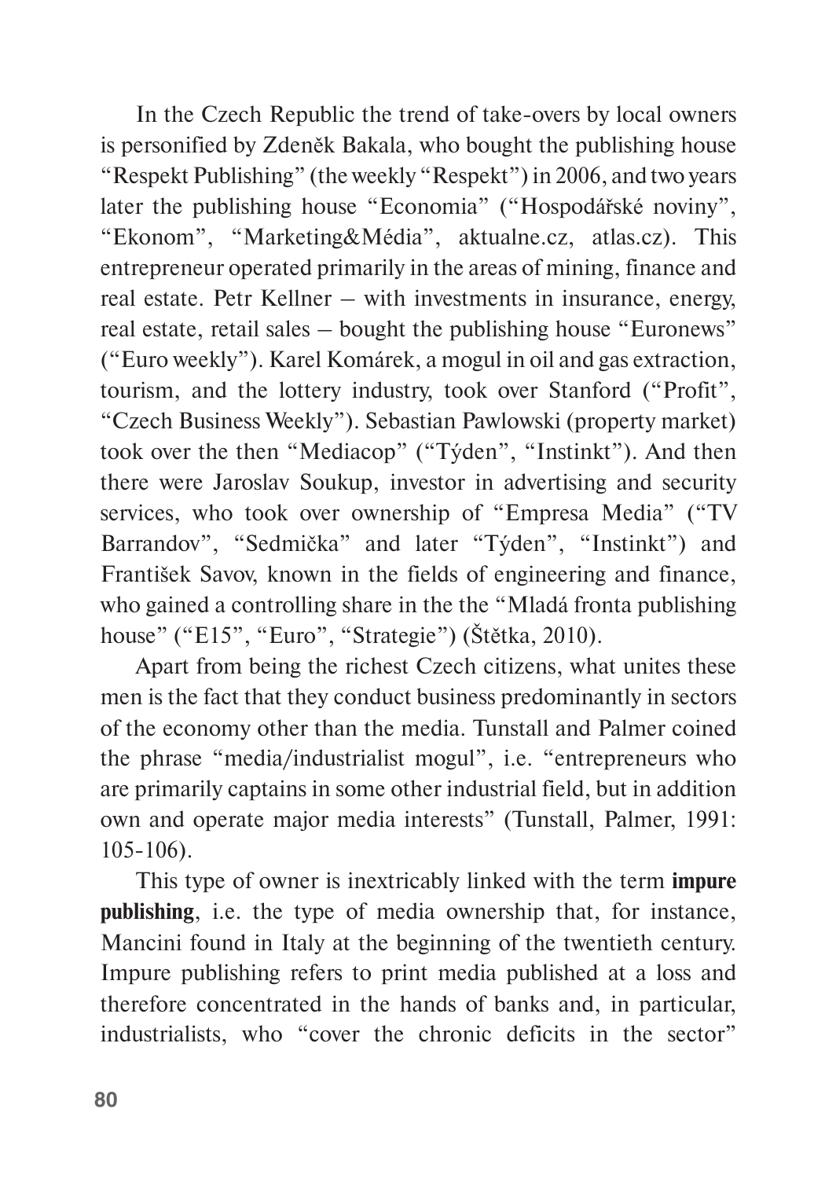In the Czech Republic the trend of take-overs by local owners is personified by Zdeněk Bakala, who bought the publishing house "Respekt Publishing" (the weekly "Respekt") in 2006, and two years later the publishing house "Economia" ("Hospodářské noviny", "Ekonom", "Marketing&Média", aktualne.cz, atlas.cz). This entrepreneur operated primarily in the areas of mining, finance and real estate. Petr Kellner – with investments in insurance, energy, real estate, retail sales – bought the publishing house "Euronews" ("Euro weekly"). Karel Komárek, a mogul in oil and gas extraction, tourism, and the lottery industry, took over Stanford ("Profit", "Czech Business Weekly"). Sebastian Pawlowski (property market) took over the then "Mediacop" ("Týden", "Instinkt"). And then there were Jaroslav Soukup, investor in advertising and security services, who took over ownership of "Empresa Media" ("TV Barrandov", "Sedmička" and later "Týden", "Instinkt") and František Savov, known in the fields of engineering and finance, who gained a controlling share in the the "Mladá fronta publishing house" ("E15", "Euro", "Strategie") (Štětka, 2010).

Apart from being the richest Czech citizens, what unites these men is the fact that they conduct business predominantly in sectors of the economy other than the media. Tunstall and Palmer coined the phrase "media/industrialist mogul", i.e. "entrepreneurs who are primarily captains in some other industrial field, but in addition own and operate major media interests" (Tunstall, Palmer, 1991: 105-106).

This type of owner is inextricably linked with the term **impure publishing**, i.e. the type of media ownership that, for instance, Mancini found in Italy at the beginning of the twentieth century. Impure publishing refers to print media published at a loss and therefore concentrated in the hands of banks and, in particular, industrialists, who "cover the chronic deficits in the sector"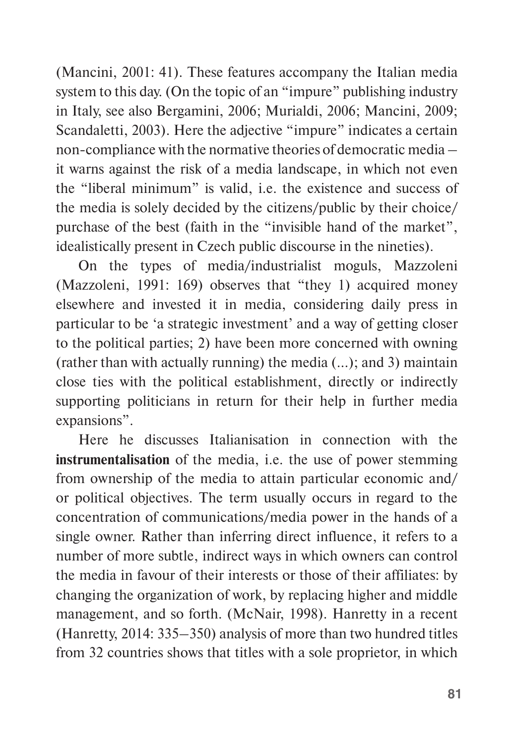(Mancini, 2001: 41). These features accompany the Italian media system to this day. (On the topic of an "impure" publishing industry in Italy, see also Bergamini, 2006; Murialdi, 2006; Mancini, 2009; Scandaletti, 2003). Here the adjective "impure" indicates a certain non-compliance with the normative theories of democratic media – it warns against the risk of a media landscape, in which not even the "liberal minimum" is valid, i.e. the existence and success of the media is solely decided by the citizens/public by their choice/ purchase of the best (faith in the "invisible hand of the market", idealistically present in Czech public discourse in the nineties).

On the types of media/industrialist moguls, Mazzoleni (Mazzoleni, 1991: 169) observes that "they 1) acquired money elsewhere and invested it in media, considering daily press in particular to be 'a strategic investment' and a way of getting closer to the political parties; 2) have been more concerned with owning (rather than with actually running) the media (...); and 3) maintain close ties with the political establishment, directly or indirectly supporting politicians in return for their help in further media expansions".

Here he discusses Italianisation in connection with the **instrumentalisation** of the media, i.e. the use of power stemming from ownership of the media to attain particular economic and/ or political objectives. The term usually occurs in regard to the concentration of communications/media power in the hands of a single owner. Rather than inferring direct influence, it refers to a number of more subtle, indirect ways in which owners can control the media in favour of their interests or those of their affiliates: by changing the organization of work, by replacing higher and middle management, and so forth. (McNair, 1998). Hanretty in a recent (Hanretty, 2014: 335–350) analysis of more than two hundred titles from 32 countries shows that titles with a sole proprietor, in which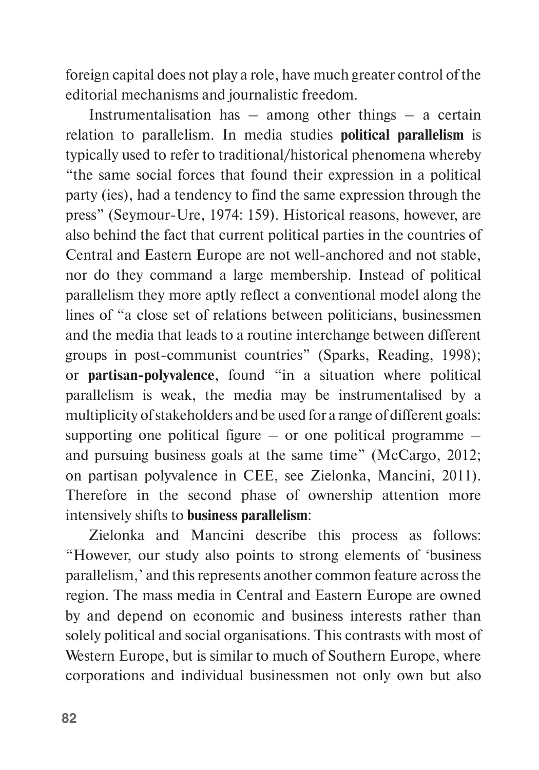foreign capital does not play a role, have much greater control of the editorial mechanisms and journalistic freedom.

Instrumentalisation has – among other things – a certain relation to parallelism. In media studies **political parallelism** is typically used to refer to traditional/historical phenomena whereby "the same social forces that found their expression in a political party (ies), had a tendency to find the same expression through the press" (Seymour-Ure, 1974: 159). Historical reasons, however, are also behind the fact that current political parties in the countries of Central and Eastern Europe are not well-anchored and not stable, nor do they command a large membership. Instead of political parallelism they more aptly reflect a conventional model along the lines of "a close set of relations between politicians, businessmen and the media that leads to a routine interchange between different groups in post-communist countries" (Sparks, Reading, 1998); or **partisan-polyvalence**, found "in a situation where political parallelism is weak, the media may be instrumentalised by a multiplicity of stakeholders and be used for a range of different goals: supporting one political figure – or one political programme – and pursuing business goals at the same time" (McCargo, 2012; on partisan polyvalence in CEE, see Zielonka, Mancini, 2011). Therefore in the second phase of ownership attention more intensively shifts to **business parallelism**:

Zielonka and Mancini describe this process as follows: "However, our study also points to strong elements of 'business parallelism,' and this represents another common feature across the region. The mass media in Central and Eastern Europe are owned by and depend on economic and business interests rather than solely political and social organisations. This contrasts with most of Western Europe, but is similar to much of Southern Europe, where corporations and individual businessmen not only own but also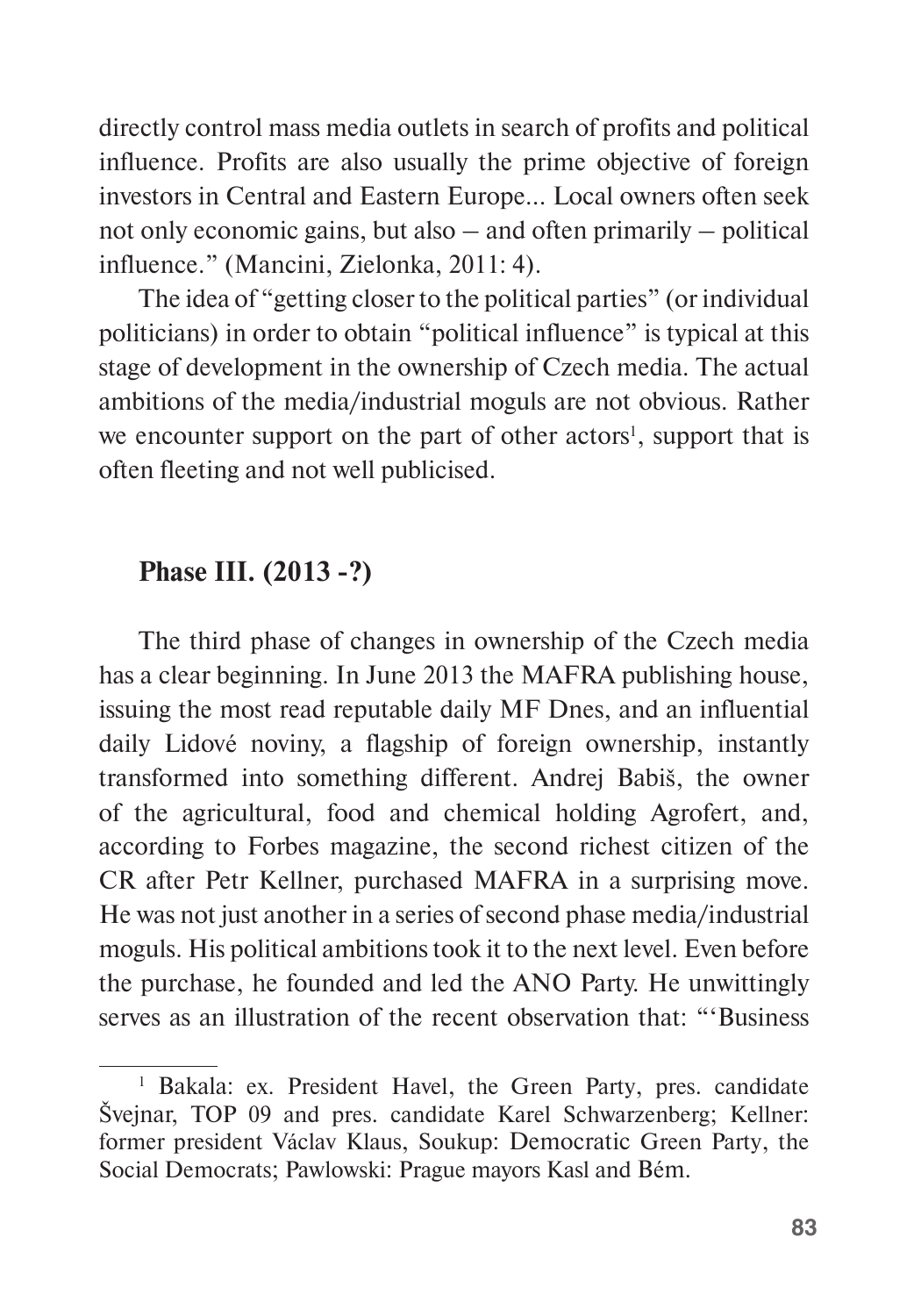directly control mass media outlets in search of profits and political influence. Profits are also usually the prime objective of foreign investors in Central and Eastern Europe... Local owners often seek not only economic gains, but also – and often primarily – political influence." (Mancini, Zielonka, 2011: 4).

The idea of "getting closer to the political parties" (or individual politicians) in order to obtain "political influence" is typical at this stage of development in the ownership of Czech media. The actual ambitions of the media/industrial moguls are not obvious. Rather we encounter support on the part of other actors[1], support that is often fleeting and not well publicised.

### Phase III. (2013 -?)

The third phase of changes in ownership of the Czech media has a clear beginning. In June 2013 the MAFRA publishing house, issuing the most read reputable daily MF Dnes, and an influential daily Lidové noviny, a flagship of foreign ownership, instantly transformed into something different. Andrej Babiš, the owner of the agricultural, food and chemical holding Agrofert, and, according to Forbes magazine, the second richest citizen of the CR after Petr Kellner, purchased MAFRA in a surprising move. He was not just another in a series of second phase media/industrial moguls. His political ambitions took it to the next level. Even before the purchase, he founded and led the ANO Party. He unwittingly serves as an illustration of the recent observation that: "'Business

[1] Bakala: ex. President Havel, the Green Party, pres. candidate Švejnar, TOP 09 and pres. candidate Karel Schwarzenberg; Kellner: former president Václav Klaus, Soukup: Democratic Green Party, the Social Democrats; Pawlowski: Prague mayors Kasl and Bém.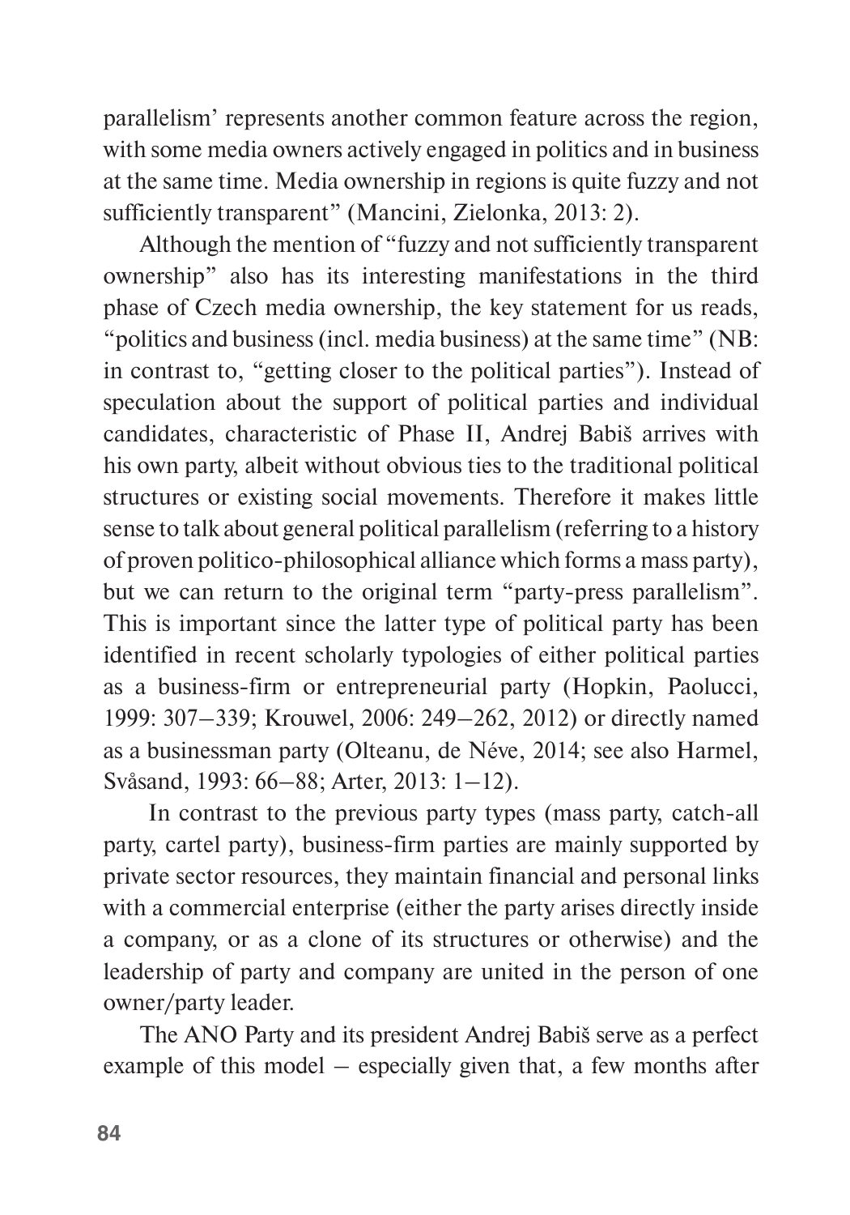parallelism' represents another common feature across the region, with some media owners actively engaged in politics and in business at the same time. Media ownership in regions is quite fuzzy and not sufficiently transparent" (Mancini, Zielonka, 2013: 2).

Although the mention of "fuzzy and not sufficiently transparent ownership" also has its interesting manifestations in the third phase of Czech media ownership, the key statement for us reads, "politics and business (incl. media business) at the same time" (NB: in contrast to, "getting closer to the political parties"). Instead of speculation about the support of political parties and individual candidates, characteristic of Phase II, Andrej Babiš arrives with his own party, albeit without obvious ties to the traditional political structures or existing social movements. Therefore it makes little sense to talk about general political parallelism (referring to a history of proven politico-philosophical alliance which forms a mass party), but we can return to the original term "party-press parallelism". This is important since the latter type of political party has been identified in recent scholarly typologies of either political parties as a business-firm or entrepreneurial party (Hopkin, Paolucci, 1999: 307–339; Krouwel, 2006: 249–262, 2012) or directly named as a businessman party (Olteanu, de Néve, 2014; see also Harmel, Svåsand, 1993: 66–88; Arter, 2013: 1–12).

In contrast to the previous party types (mass party, catch-all party, cartel party), business-firm parties are mainly supported by private sector resources, they maintain financial and personal links with a commercial enterprise (either the party arises directly inside a company, or as a clone of its structures or otherwise) and the leadership of party and company are united in the person of one owner/party leader.

The ANO Party and its president Andrej Babiš serve as a perfect example of this model – especially given that, a few months after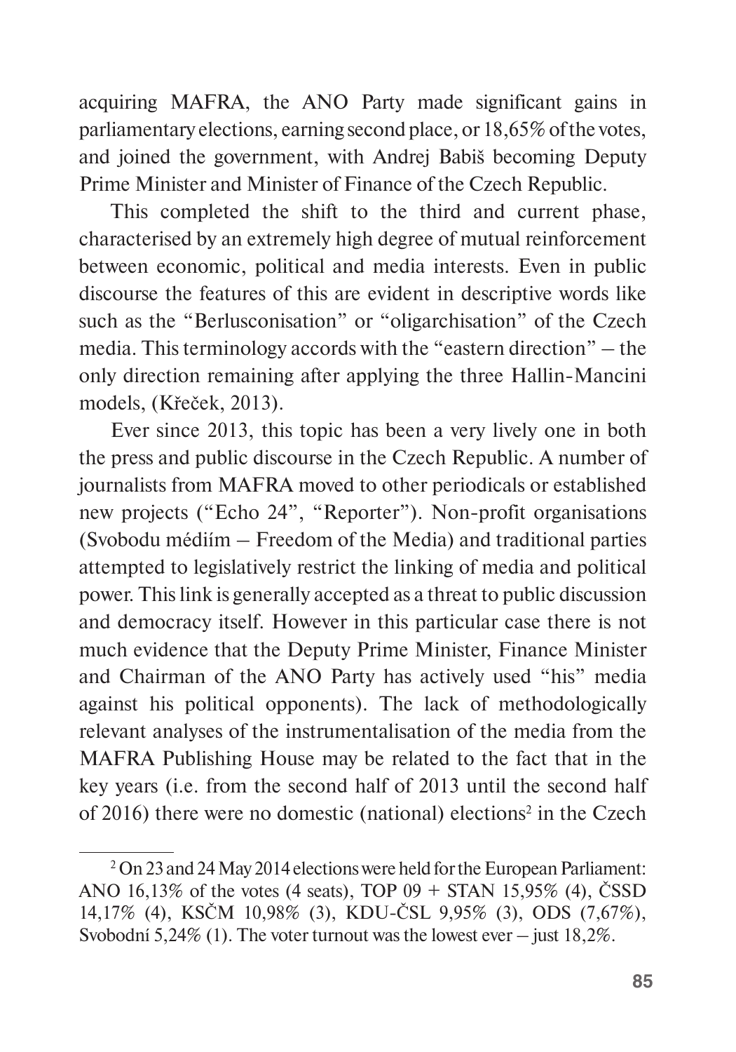acquiring MAFRA, the ANO Party made significant gains in parliamentary elections, earning second place, or 18,65% of the votes, and joined the government, with Andrej Babiš becoming Deputy Prime Minister and Minister of Finance of the Czech Republic.

This completed the shift to the third and current phase, characterised by an extremely high degree of mutual reinforcement between economic, political and media interests. Even in public discourse the features of this are evident in descriptive words like such as the "Berlusconisation" or "oligarchisation" of the Czech media. This terminology accords with the "eastern direction" – the only direction remaining after applying the three Hallin-Mancini models, (Křeček, 2013).

Ever since 2013, this topic has been a very lively one in both the press and public discourse in the Czech Republic. A number of journalists from MAFRA moved to other periodicals or established new projects ("Echo 24", "Reporter"). Non-profit organisations (Svobodu médiím – Freedom of the Media) and traditional parties attempted to legislatively restrict the linking of media and political power. This link is generally accepted as a threat to public discussion and democracy itself. However in this particular case there is not much evidence that the Deputy Prime Minister, Finance Minister and Chairman of the ANO Party has actively used "his" media against his political opponents). The lack of methodologically relevant analyses of the instrumentalisation of the media from the MAFRA Publishing House may be related to the fact that in the key years (i.e. from the second half of 2013 until the second half of 2016) there were no domestic (national) elections[2] in the Czech

[2] On 23 and 24 May 2014 elections were held for the European Parliament: ANO 16,13% of the votes (4 seats), TOP 09 + STAN 15,95% (4), ČSSD 14,17% (4), KSČM 10,98% (3), KDU-ČSL 9,95% (3), ODS (7,67%), Svobodní 5,24% (1). The voter turnout was the lowest ever – just 18,2%.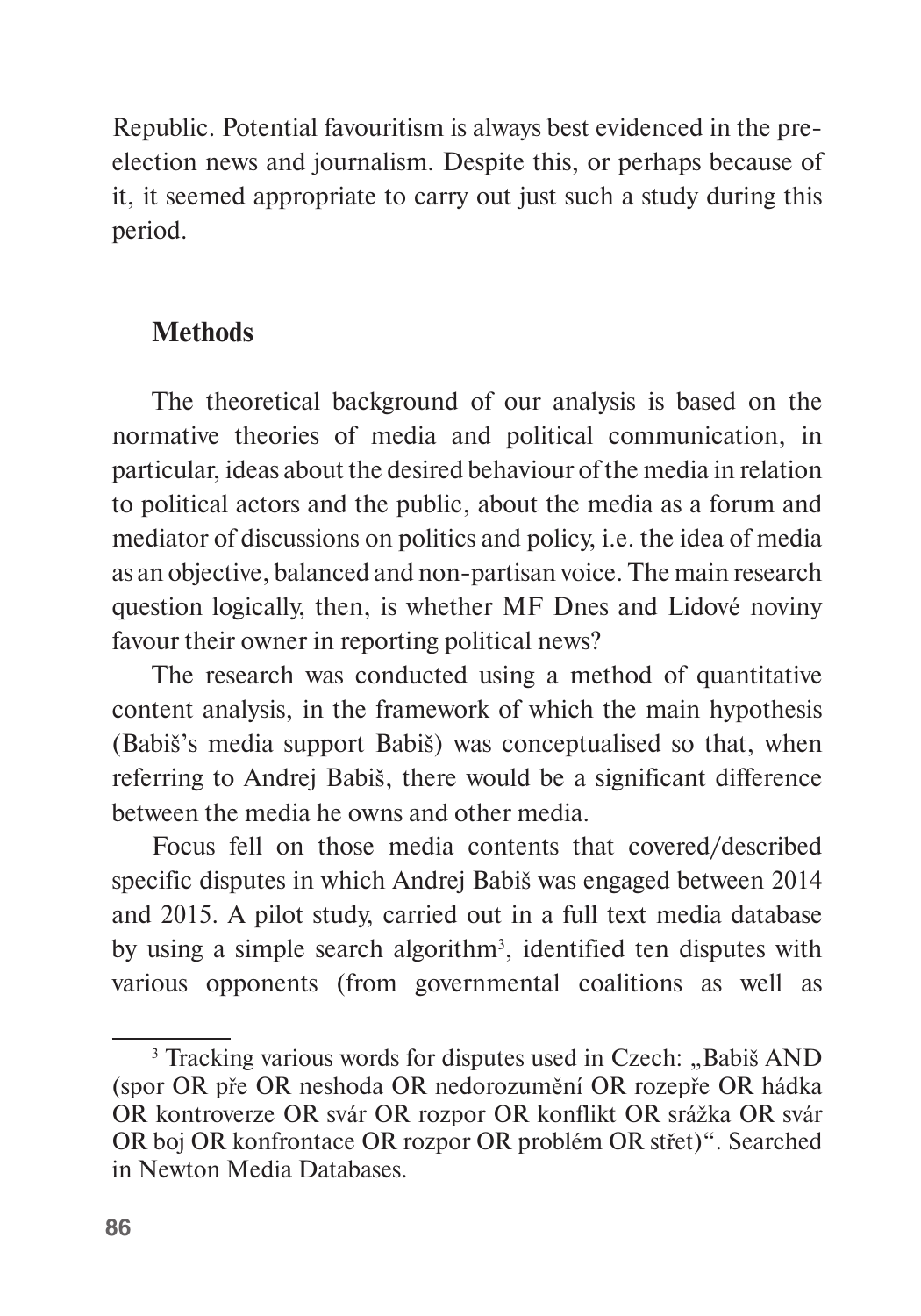Republic. Potential favouritism is always best evidenced in the pre-election news and journalism. Despite this, or perhaps because of it, it seemed appropriate to carry out just such a study during this period.

## Methods

The theoretical background of our analysis is based on the normative theories of media and political communication, in particular, ideas about the desired behaviour of the media in relation to political actors and the public, about the media as a forum and mediator of discussions on politics and policy, i.e. the idea of media as an objective, balanced and non-partisan voice. The main research question logically, then, is whether MF Dnes and Lidové noviny favour their owner in reporting political news?

The research was conducted using a method of quantitative content analysis, in the framework of which the main hypothesis (Babiš's media support Babiš) was conceptualised so that, when referring to Andrej Babiš, there would be a significant difference between the media he owns and other media.

Focus fell on those media contents that covered/described specific disputes in which Andrej Babiš was engaged between 2014 and 2015. A pilot study, carried out in a full text media database by using a simple search algorithm[3], identified ten disputes with various opponents (from governmental coalitions as well as

[3] Tracking various words for disputes used in Czech: „Babiš AND (spor OR pře OR neshoda OR nedorozumění OR rozepře OR hádka OR kontroverze OR svár OR rozpor OR konflikt OR srážka OR svár OR boj OR konfrontace OR rozpor OR problém OR střet)". Searched in Newton Media Databases.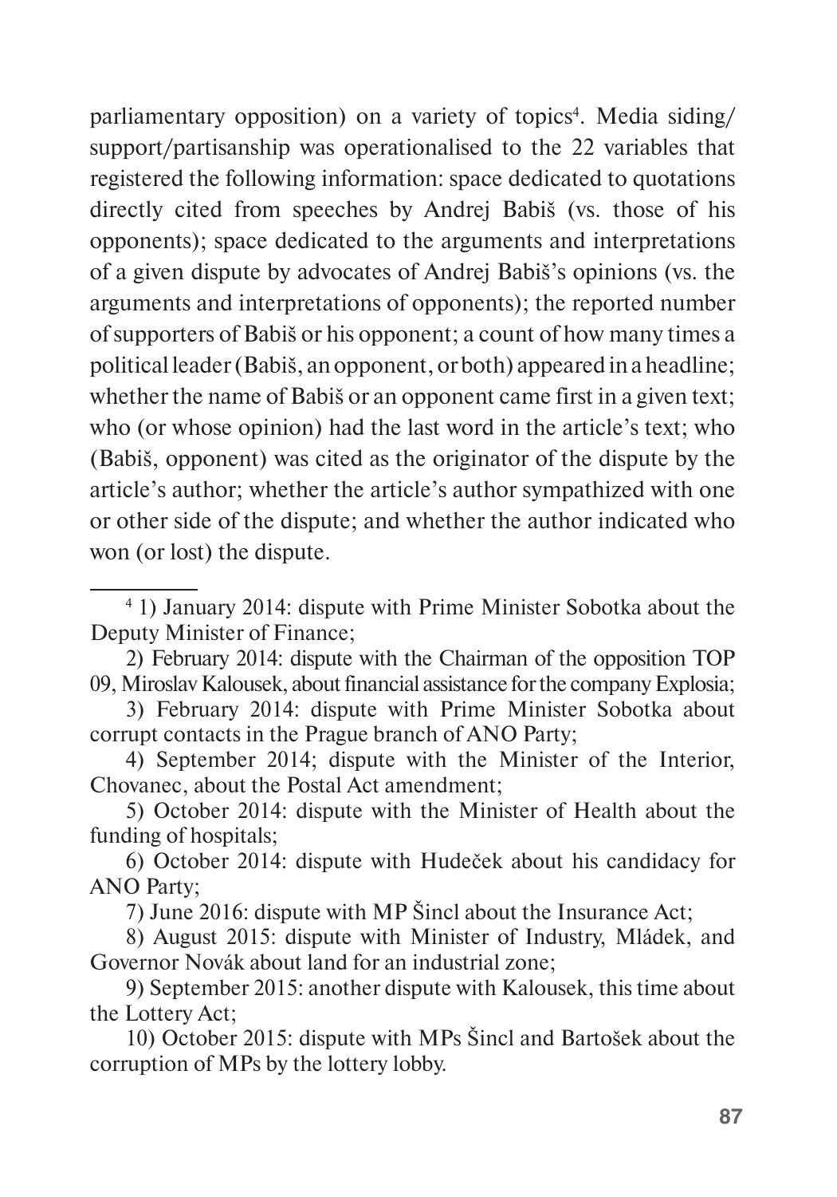parliamentary opposition) on a variety of topics[4]. Media siding/ support/partisanship was operationalised to the 22 variables that registered the following information: space dedicated to quotations directly cited from speeches by Andrej Babiš (vs. those of his opponents); space dedicated to the arguments and interpretations of a given dispute by advocates of Andrej Babiš's opinions (vs. the arguments and interpretations of opponents); the reported number of supporters of Babiš or his opponent; a count of how many times a political leader (Babiš, an opponent, or both) appeared in a headline; whether the name of Babiš or an opponent came first in a given text; who (or whose opinion) had the last word in the article's text; who (Babiš, opponent) was cited as the originator of the dispute by the article's author; whether the article's author sympathized with one or other side of the dispute; and whether the author indicated who won (or lost) the dispute.

---

[4] 1) January 2014: dispute with Prime Minister Sobotka about the Deputy Minister of Finance;

2) February 2014: dispute with the Chairman of the opposition TOP 09, Miroslav Kalousek, about financial assistance for the company Explosia;

3) February 2014: dispute with Prime Minister Sobotka about corrupt contacts in the Prague branch of ANO Party;

4) September 2014; dispute with the Minister of the Interior, Chovanec, about the Postal Act amendment;

5) October 2014: dispute with the Minister of Health about the funding of hospitals;

6) October 2014: dispute with Hudeček about his candidacy for ANO Party;

7) June 2016: dispute with MP Šincl about the Insurance Act;

8) August 2015: dispute with Minister of Industry, Mládek, and Governor Novák about land for an industrial zone;

9) September 2015: another dispute with Kalousek, this time about the Lottery Act;

10) October 2015: dispute with MPs Šincl and Bartošek about the corruption of MPs by the lottery lobby.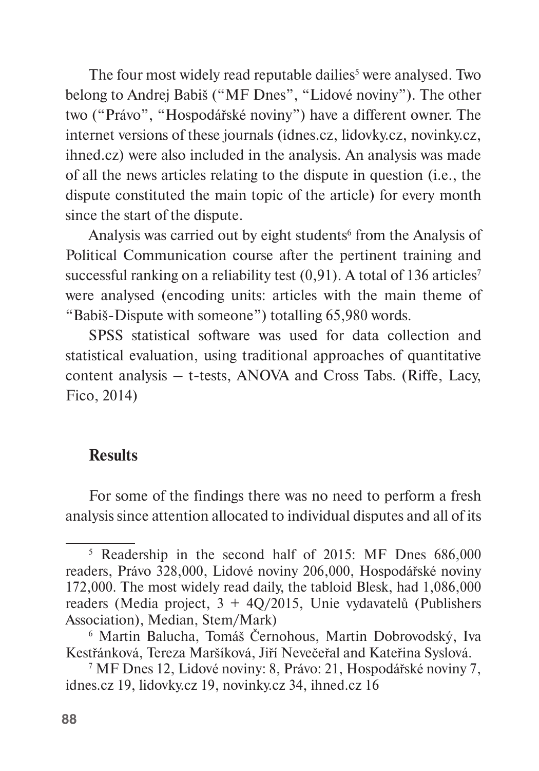The four most widely read reputable dailies[5] were analysed. Two belong to Andrej Babiš ("MF Dnes", "Lidové noviny"). The other two ("Právo", "Hospodářské noviny") have a different owner. The internet versions of these journals (idnes.cz, lidovky.cz, novinky.cz, ihned.cz) were also included in the analysis. An analysis was made of all the news articles relating to the dispute in question (i.e., the dispute constituted the main topic of the article) for every month since the start of the dispute.

Analysis was carried out by eight students[6] from the Analysis of Political Communication course after the pertinent training and successful ranking on a reliability test (0,91). A total of 136 articles[7] were analysed (encoding units: articles with the main theme of "Babiš-Dispute with someone") totalling 65,980 words.

SPSS statistical software was used for data collection and statistical evaluation, using traditional approaches of quantitative content analysis – t-tests, ANOVA and Cross Tabs. (Riffe, Lacy, Fico, 2014)

## Results

For some of the findings there was no need to perform a fresh analysis since attention allocated to individual disputes and all of its

---

[5] Readership in the second half of 2015: MF Dnes 686,000 readers, Právo 328,000, Lidové noviny 206,000, Hospodářské noviny 172,000. The most widely read daily, the tabloid Blesk, had 1,086,000 readers (Media project, 3 + 4Q/2015, Unie vydavatelů (Publishers Association), Median, Stem/Mark)

[6] Martin Balucha, Tomáš Černohous, Martin Dobrovodský, Iva Kestřánková, Tereza Maršíková, Jiří Nevečeřal and Kateřina Syslová.

[7] MF Dnes 12, Lidové noviny: 8, Právo: 21, Hospodářské noviny 7, idnes.cz 19, lidovky.cz 19, novinky.cz 34, ihned.cz 16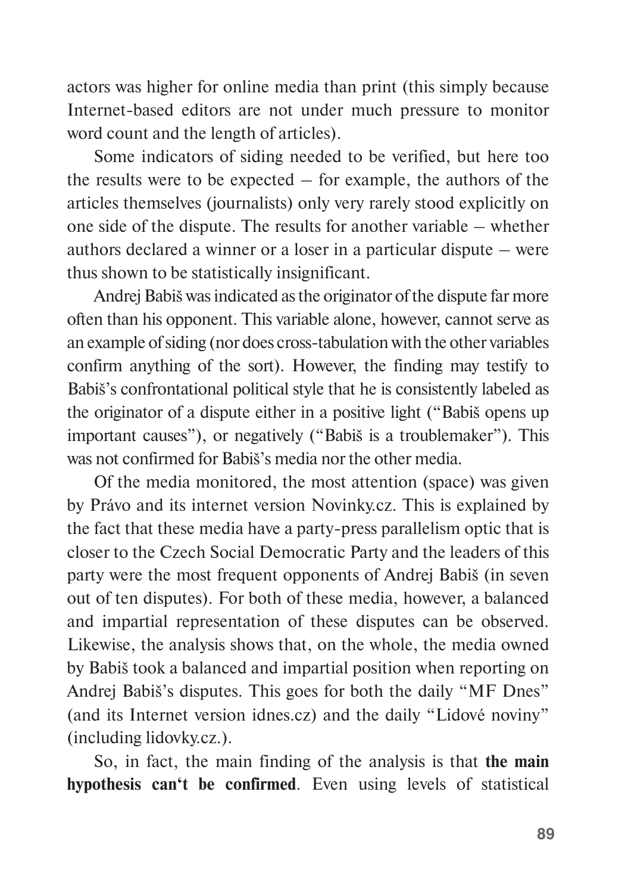actors was higher for online media than print (this simply because Internet-based editors are not under much pressure to monitor word count and the length of articles).

Some indicators of siding needed to be verified, but here too the results were to be expected – for example, the authors of the articles themselves (journalists) only very rarely stood explicitly on one side of the dispute. The results for another variable – whether authors declared a winner or a loser in a particular dispute – were thus shown to be statistically insignificant.

Andrej Babiš was indicated as the originator of the dispute far more often than his opponent. This variable alone, however, cannot serve as an example of siding (nor does cross-tabulation with the other variables confirm anything of the sort). However, the finding may testify to Babiš's confrontational political style that he is consistently labeled as the originator of a dispute either in a positive light ("Babiš opens up important causes"), or negatively ("Babiš is a troublemaker"). This was not confirmed for Babiš's media nor the other media.

Of the media monitored, the most attention (space) was given by Právo and its internet version Novinky.cz. This is explained by the fact that these media have a party-press parallelism optic that is closer to the Czech Social Democratic Party and the leaders of this party were the most frequent opponents of Andrej Babiš (in seven out of ten disputes). For both of these media, however, a balanced and impartial representation of these disputes can be observed. Likewise, the analysis shows that, on the whole, the media owned by Babiš took a balanced and impartial position when reporting on Andrej Babiš's disputes. This goes for both the daily "MF Dnes" (and its Internet version idnes.cz) and the daily "Lidové noviny" (including lidovky.cz.).

So, in fact, the main finding of the analysis is that **the main hypothesis can't be confirmed**. Even using levels of statistical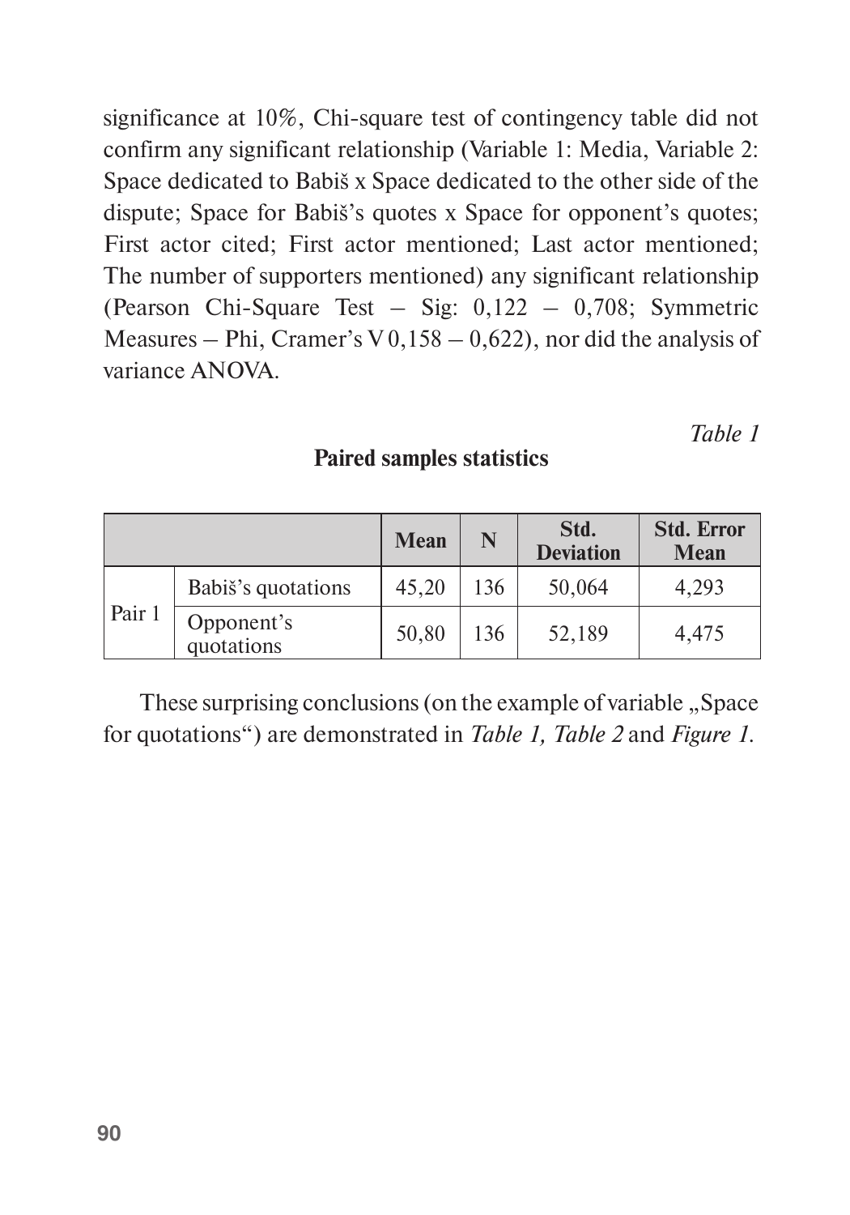significance at 10%, Chi-square test of contingency table did not confirm any significant relationship (Variable 1: Media, Variable 2: Space dedicated to Babiš x Space dedicated to the other side of the dispute; Space for Babiš's quotes x Space for opponent's quotes; First actor cited; First actor mentioned; Last actor mentioned; The number of supporters mentioned) any significant relationship (Pearson Chi-Square Test – Sig: 0,122 – 0,708; Symmetric Measures – Phi, Cramer's V 0,158 – 0,622), nor did the analysis of variance ANOVA.

*Table 1*

**Paired samples statistics**

| | | **Mean** | **N** | **Std. Deviation** | **Std. Error Mean** |
|---|---|---|---|---|---|
| Pair 1 | Babiš's quotations | 45,20 | 136 | 50,064 | 4,293 |
| | Opponent's quotations | 50,80 | 136 | 52,189 | 4,475 |

These surprising conclusions (on the example of variable „Space for quotations") are demonstrated in *Table 1, Table 2* and *Figure 1.*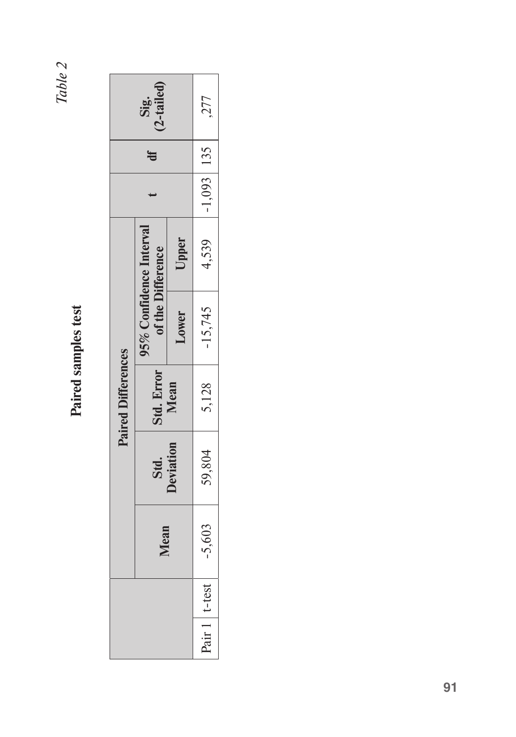*Table 2*

**Paired samples test**

| | | Paired Differences | | | | | t | df | Sig. (2-tailed) |
|---|---|---|---|---|---|---|---|---|---|
| | | Mean | Std. Deviation | Std. Error Mean | 95% Confidence Interval of the Difference | | | | |
| | | | | | Lower | Upper | | | |
| Pair 1 | t-test | -5,603 | 59,804 | 5,128 | -15,745 | 4,539 | -1,093 | 135 | ,277 |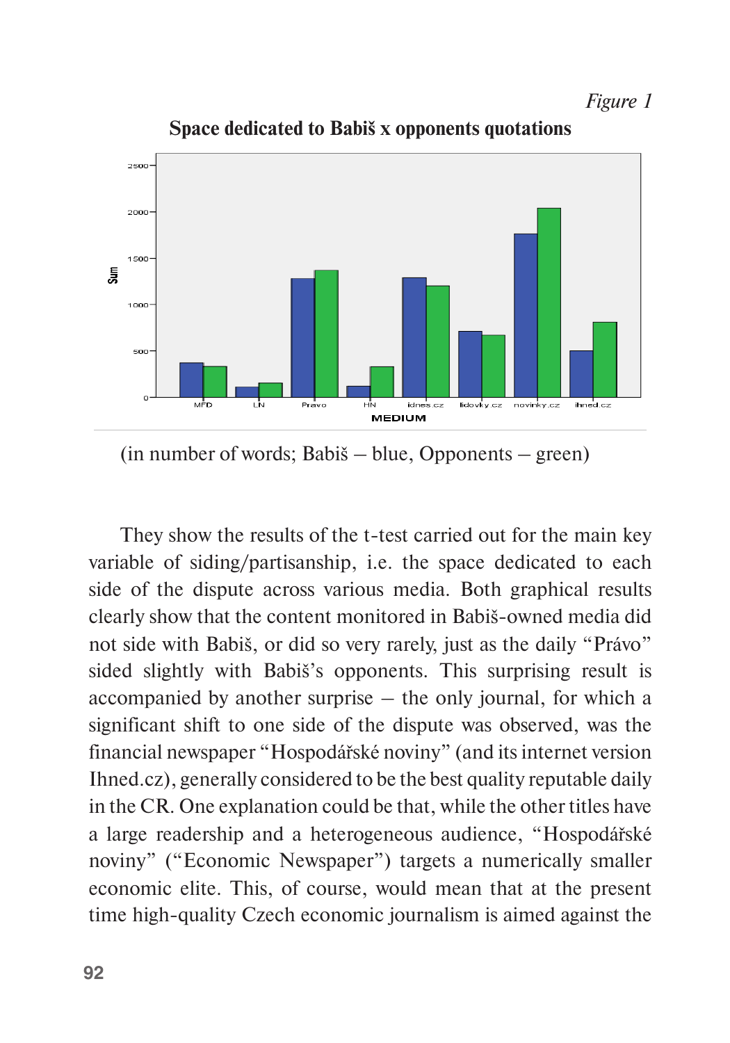*Figure 1*

**Space dedicated to Babiš x opponents quotations**

(in number of words; Babiš – blue, Opponents – green)

They show the results of the t-test carried out for the main key variable of siding/partisanship, i.e. the space dedicated to each side of the dispute across various media. Both graphical results clearly show that the content monitored in Babiš-owned media did not side with Babiš, or did so very rarely, just as the daily "Právo" sided slightly with Babiš's opponents. This surprising result is accompanied by another surprise – the only journal, for which a significant shift to one side of the dispute was observed, was the financial newspaper "Hospodářské noviny" (and its internet version Ihned.cz), generally considered to be the best quality reputable daily in the CR. One explanation could be that, while the other titles have a large readership and a heterogeneous audience, "Hospodářské noviny" ("Economic Newspaper") targets a numerically smaller economic elite. This, of course, would mean that at the present time high-quality Czech economic journalism is aimed against the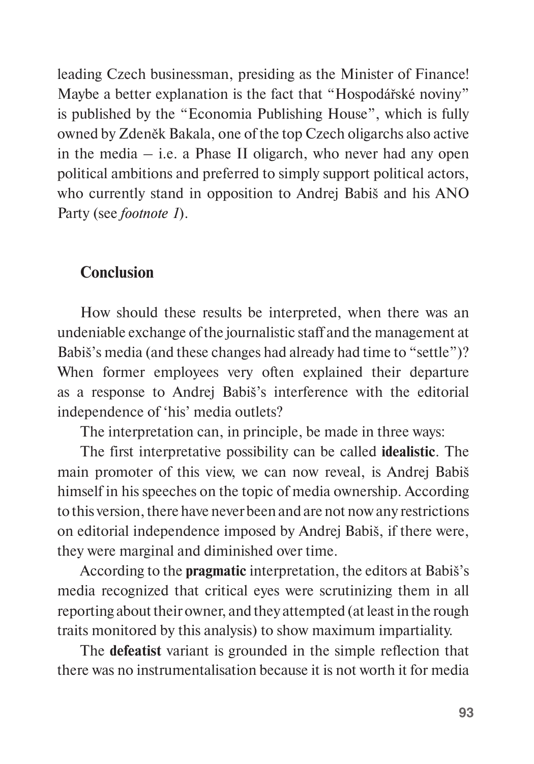leading Czech businessman, presiding as the Minister of Finance! Maybe a better explanation is the fact that "Hospodářské noviny" is published by the "Economia Publishing House", which is fully owned by Zdeněk Bakala, one of the top Czech oligarchs also active in the media – i.e. a Phase II oligarch, who never had any open political ambitions and preferred to simply support political actors, who currently stand in opposition to Andrej Babiš and his ANO Party (see *footnote 1*).

## Conclusion

How should these results be interpreted, when there was an undeniable exchange of the journalistic staff and the management at Babiš's media (and these changes had already had time to "settle")? When former employees very often explained their departure as a response to Andrej Babiš's interference with the editorial independence of 'his' media outlets?

The interpretation can, in principle, be made in three ways:

The first interpretative possibility can be called **idealistic**. The main promoter of this view, we can now reveal, is Andrej Babiš himself in his speeches on the topic of media ownership. According to this version, there have never been and are not now any restrictions on editorial independence imposed by Andrej Babiš, if there were, they were marginal and diminished over time.

According to the **pragmatic** interpretation, the editors at Babiš's media recognized that critical eyes were scrutinizing them in all reporting about their owner, and they attempted (at least in the rough traits monitored by this analysis) to show maximum impartiality.

The **defeatist** variant is grounded in the simple reflection that there was no instrumentalisation because it is not worth it for media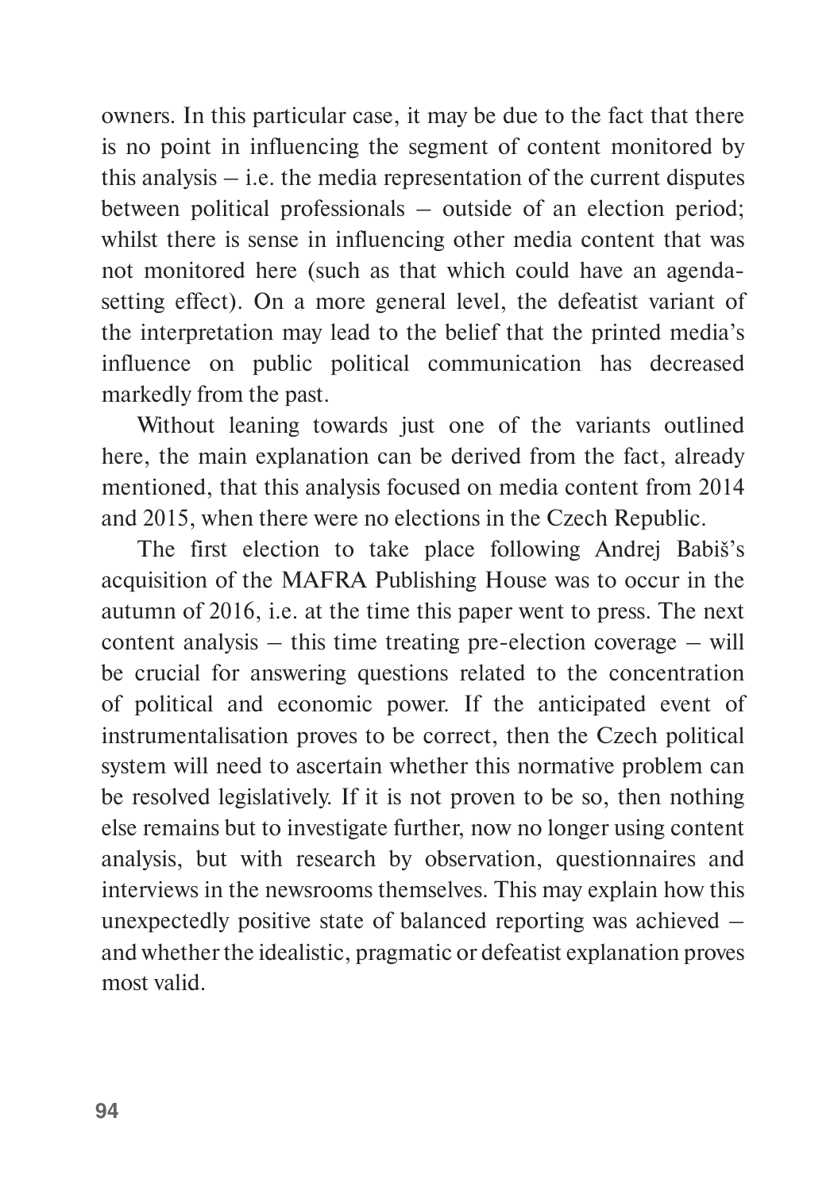owners. In this particular case, it may be due to the fact that there is no point in influencing the segment of content monitored by this analysis – i.e. the media representation of the current disputes between political professionals – outside of an election period; whilst there is sense in influencing other media content that was not monitored here (such as that which could have an agenda-setting effect). On a more general level, the defeatist variant of the interpretation may lead to the belief that the printed media's influence on public political communication has decreased markedly from the past.

Without leaning towards just one of the variants outlined here, the main explanation can be derived from the fact, already mentioned, that this analysis focused on media content from 2014 and 2015, when there were no elections in the Czech Republic.

The first election to take place following Andrej Babiš's acquisition of the MAFRA Publishing House was to occur in the autumn of 2016, i.e. at the time this paper went to press. The next content analysis – this time treating pre-election coverage – will be crucial for answering questions related to the concentration of political and economic power. If the anticipated event of instrumentalisation proves to be correct, then the Czech political system will need to ascertain whether this normative problem can be resolved legislatively. If it is not proven to be so, then nothing else remains but to investigate further, now no longer using content analysis, but with research by observation, questionnaires and interviews in the newsrooms themselves. This may explain how this unexpectedly positive state of balanced reporting was achieved – and whether the idealistic, pragmatic or defeatist explanation proves most valid.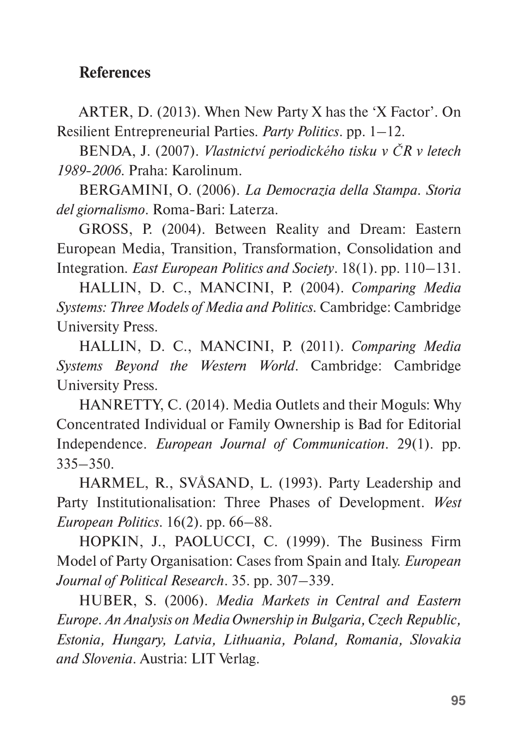## References

ARTER, D. (2013). When New Party X has the 'X Factor'. On Resilient Entrepreneurial Parties. *Party Politics*. pp. 1–12.

BENDA, J. (2007). *Vlastnictví periodického tisku v ČR v letech 1989-2006*. Praha: Karolinum.

BERGAMINI, O. (2006). *La Democrazia della Stampa. Storia del giornalismo*. Roma-Bari: Laterza.

GROSS, P. (2004). Between Reality and Dream: Eastern European Media, Transition, Transformation, Consolidation and Integration. *East European Politics and Society*. 18(1). pp. 110–131.

HALLIN, D. C., MANCINI, P. (2004). *Comparing Media Systems: Three Models of Media and Politics*. Cambridge: Cambridge University Press.

HALLIN, D. C., MANCINI, P. (2011). *Comparing Media Systems Beyond the Western World*. Cambridge: Cambridge University Press.

HANRETTY, C. (2014). Media Outlets and their Moguls: Why Concentrated Individual or Family Ownership is Bad for Editorial Independence. *European Journal of Communication*. 29(1). pp. 335–350.

HARMEL, R., SVÅSAND, L. (1993). Party Leadership and Party Institutionalisation: Three Phases of Development. *West European Politics*. 16(2). pp. 66–88.

HOPKIN, J., PAOLUCCI, C. (1999). The Business Firm Model of Party Organisation: Cases from Spain and Italy. *European Journal of Political Research*. 35. pp. 307–339.

HUBER, S. (2006). *Media Markets in Central and Eastern Europe. An Analysis on Media Ownership in Bulgaria, Czech Republic, Estonia, Hungary, Latvia, Lithuania, Poland, Romania, Slovakia and Slovenia*. Austria: LIT Verlag.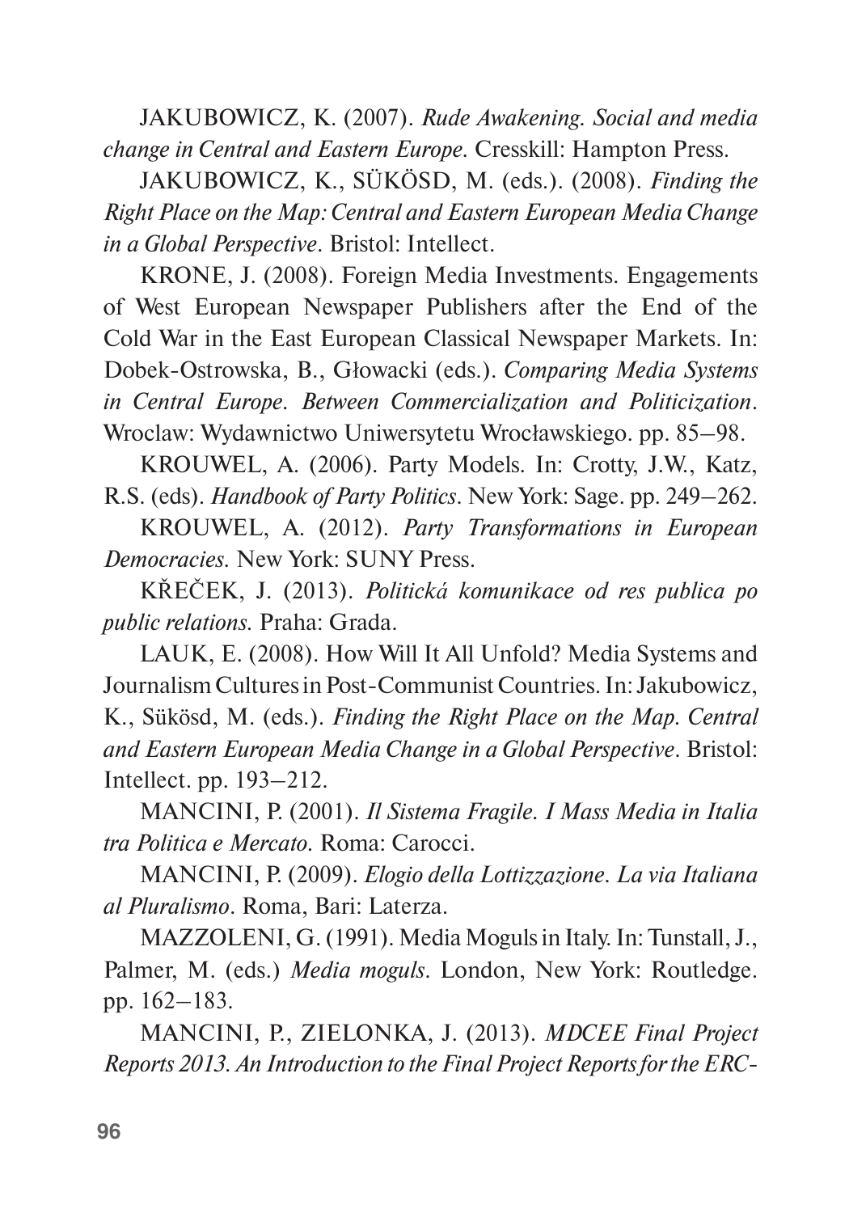JAKUBOWICZ, K. (2007). *Rude Awakening. Social and media change in Central and Eastern Europe.* Cresskill: Hampton Press.

JAKUBOWICZ, K., SÜKÖSD, M. (eds.). (2008). *Finding the Right Place on the Map: Central and Eastern European Media Change in a Global Perspective*. Bristol: Intellect.

KRONE, J. (2008). Foreign Media Investments. Engagements of West European Newspaper Publishers after the End of the Cold War in the East European Classical Newspaper Markets. In: Dobek-Ostrowska, B., Głowacki (eds.). *Comparing Media Systems in Central Europe. Between Commercialization and Politicization*. Wroclaw: Wydawnictwo Uniwersytetu Wrocławskiego. pp. 85–98.

KROUWEL, A. (2006). Party Models. In: Crotty, J.W., Katz, R.S. (eds). *Handbook of Party Politics*. New York: Sage. pp. 249–262.

KROUWEL, A. (2012). *Party Transformations in European Democracies.* New York: SUNY Press.

KŘEČEK, J. (2013). *Politická komunikace od res publica po public relations.* Praha: Grada.

LAUK, E. (2008). How Will It All Unfold? Media Systems and Journalism Cultures in Post-Communist Countries. In: Jakubowicz, K., Sükösd, M. (eds.). *Finding the Right Place on the Map. Central and Eastern European Media Change in a Global Perspective*. Bristol: Intellect. pp. 193–212.

MANCINI, P. (2001). *Il Sistema Fragile. I Mass Media in Italia tra Politica e Mercato.* Roma: Carocci.

MANCINI, P. (2009). *Elogio della Lottizzazione. La via Italiana al Pluralismo*. Roma, Bari: Laterza.

MAZZOLENI, G. (1991). Media Moguls in Italy. In: Tunstall, J., Palmer, M. (eds.) *Media moguls.* London, New York: Routledge. pp. 162–183.

MANCINI, P., ZIELONKA, J. (2013). *MDCEE Final Project Reports 2013. An Introduction to the Final Project Reports for the ERC-*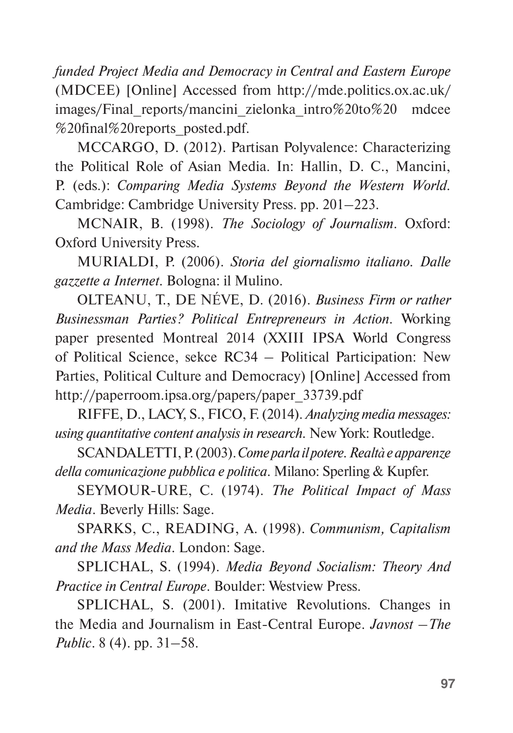*funded Project Media and Democracy in Central and Eastern Europe* (MDCEE) [Online] Accessed from http://mde.politics.ox.ac.uk/images/Final_reports/mancini_zielonka_intro%20to%20 mdcee %20final%20reports_posted.pdf.

MCCARGO, D. (2012). Partisan Polyvalence: Characterizing the Political Role of Asian Media. In: Hallin, D. C., Mancini, P. (eds.): *Comparing Media Systems Beyond the Western World*. Cambridge: Cambridge University Press. pp. 201–223.

MCNAIR, B. (1998). *The Sociology of Journalism*. Oxford: Oxford University Press.

MURIALDI, P. (2006). *Storia del giornalismo italiano. Dalle gazzette a Internet*. Bologna: il Mulino.

OLTEANU, T., DE NÉVE, D. (2016). *Business Firm or rather Businessman Parties? Political Entrepreneurs in Action*. Working paper presented Montreal 2014 (XXIII IPSA World Congress of Political Science, sekce RC34 – Political Participation: New Parties, Political Culture and Democracy) [Online] Accessed from http://paperroom.ipsa.org/papers/paper_33739.pdf

RIFFE, D., LACY, S., FICO, F. (2014). *Analyzing media messages: using quantitative content analysis in research*. New York: Routledge.

SCANDALETTI, P. (2003). *Come parla il potere. Realtà e apparenze della comunicazione pubblica e politica*. Milano: Sperling & Kupfer.

SEYMOUR-URE, C. (1974). *The Political Impact of Mass Media*. Beverly Hills: Sage.

SPARKS, C., READING, A. (1998). *Communism, Capitalism and the Mass Media*. London: Sage.

SPLICHAL, S. (1994). *Media Beyond Socialism: Theory And Practice in Central Europe*. Boulder: Westview Press.

SPLICHAL, S. (2001). Imitative Revolutions. Changes in the Media and Journalism in East-Central Europe. *Javnost – The Public*. 8 (4). pp. 31–58.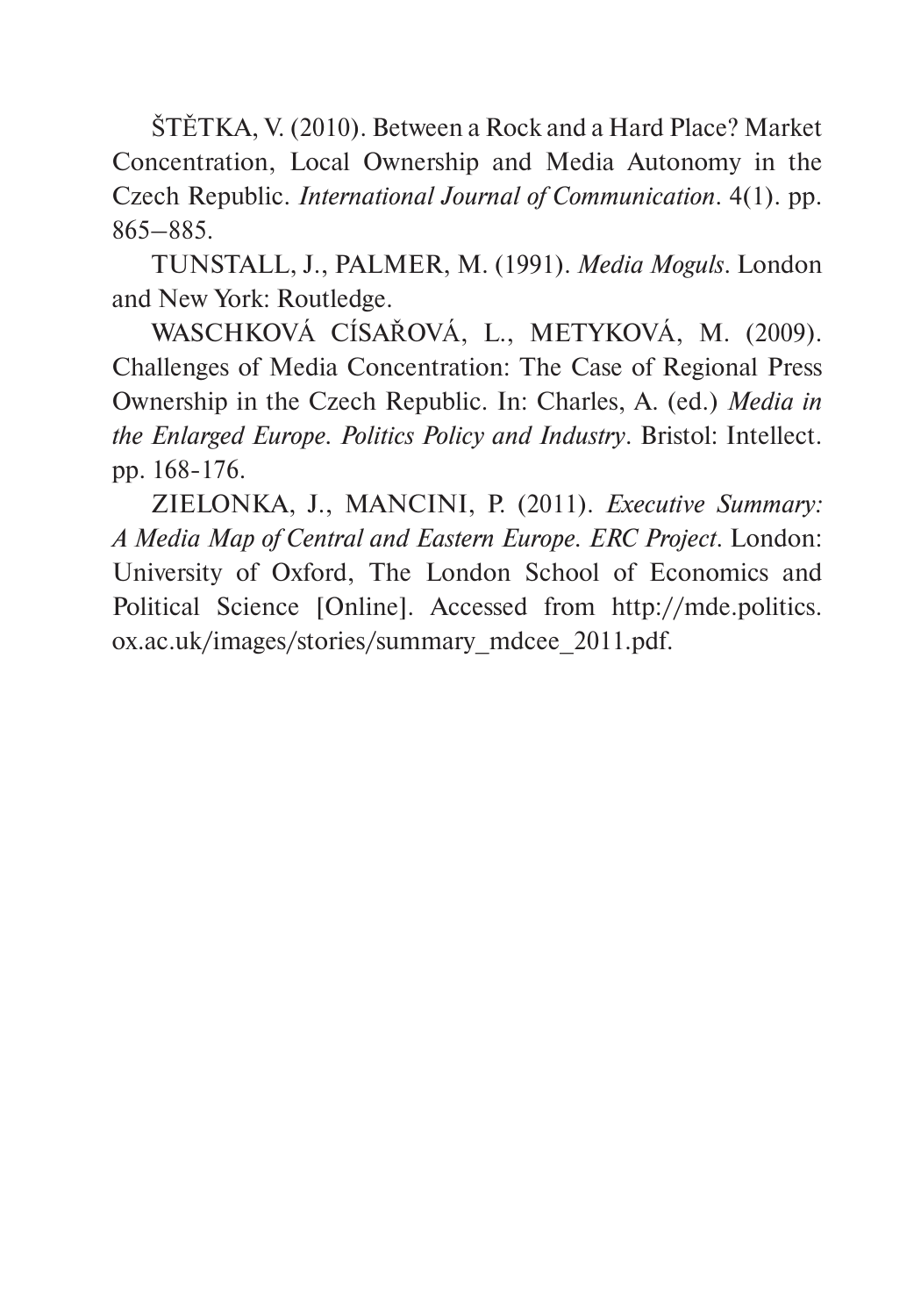ŠTĚTKA, V. (2010). Between a Rock and a Hard Place? Market Concentration, Local Ownership and Media Autonomy in the Czech Republic. *International Journal of Communication*. 4(1). pp. 865–885.

TUNSTALL, J., PALMER, M. (1991). *Media Moguls*. London and New York: Routledge.

WASCHKOVÁ CÍSAŘOVÁ, L., METYKOVÁ, M. (2009). Challenges of Media Concentration: The Case of Regional Press Ownership in the Czech Republic. In: Charles, A. (ed.) *Media in the Enlarged Europe. Politics Policy and Industry*. Bristol: Intellect. pp. 168-176.

ZIELONKA, J., MANCINI, P. (2011). *Executive Summary: A Media Map of Central and Eastern Europe. ERC Project*. London: University of Oxford, The London School of Economics and Political Science [Online]. Accessed from http://mde.politics.ox.ac.uk/images/stories/summary_mdcee_2011.pdf.